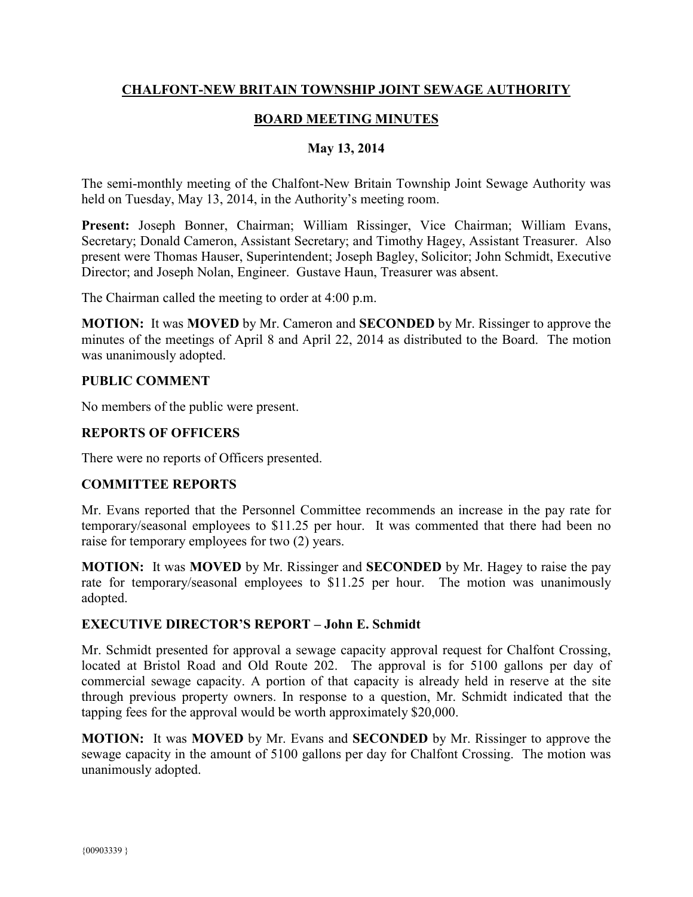# CHALFONT-NEW BRITAIN TOWNSHIP JOINT SEWAGE AUTHORITY

## BOARD MEETING MINUTES

### May 13, 2014

The semi-monthly meeting of the Chalfont-New Britain Township Joint Sewage Authority was held on Tuesday, May 13, 2014, in the Authority's meeting room.

**Present:** Joseph Bonner, Chairman; William Rissinger, Vice Chairman; William Evans, Secretary; Donald Cameron, Assistant Secretary; and Timothy Hagey, Assistant Treasurer. Also present were Thomas Hauser, Superintendent; Joseph Bagley, Solicitor; John Schmidt, Executive Director; and Joseph Nolan, Engineer. Gustave Haun, Treasurer was absent.

The Chairman called the meeting to order at 4:00 p.m.

**MOTION:** It was **MOVED** by Mr. Cameron and **SECONDED** by Mr. Rissinger to approve the minutes of the meetings of April 8 and April 22, 2014 as distributed to the Board. The motion was unanimously adopted.

### PUBLIC COMMENT

No members of the public were present.

### REPORTS OF OFFICERS

There were no reports of Officers presented.

### COMMITTEE REPORTS

Mr. Evans reported that the Personnel Committee recommends an increase in the pay rate for temporary/seasonal employees to $11.25 per hour. It was commented that there had been no raise for temporary employees for two (2) years.

**MOTION:** It was **MOVED** by Mr. Rissinger and **SECONDED** by Mr. Hagey to raise the pay rate for temporary/seasonal employees to $11.25 per hour. The motion was unanimously adopted.

### EXECUTIVE DIRECTOR'S REPORT – John E. Schmidt

Mr. Schmidt presented for approval a sewage capacity approval request for Chalfont Crossing, located at Bristol Road and Old Route 202. The approval is for 5100 gallons per day of commercial sewage capacity. A portion of that capacity is already held in reserve at the site through previous property owners. In response to a question, Mr. Schmidt indicated that the tapping fees for the approval would be worth approximately $20,000.

**MOTION:** It was **MOVED** by Mr. Evans and **SECONDED** by Mr. Rissinger to approve the sewage capacity in the amount of 5100 gallons per day for Chalfont Crossing. The motion was unanimously adopted.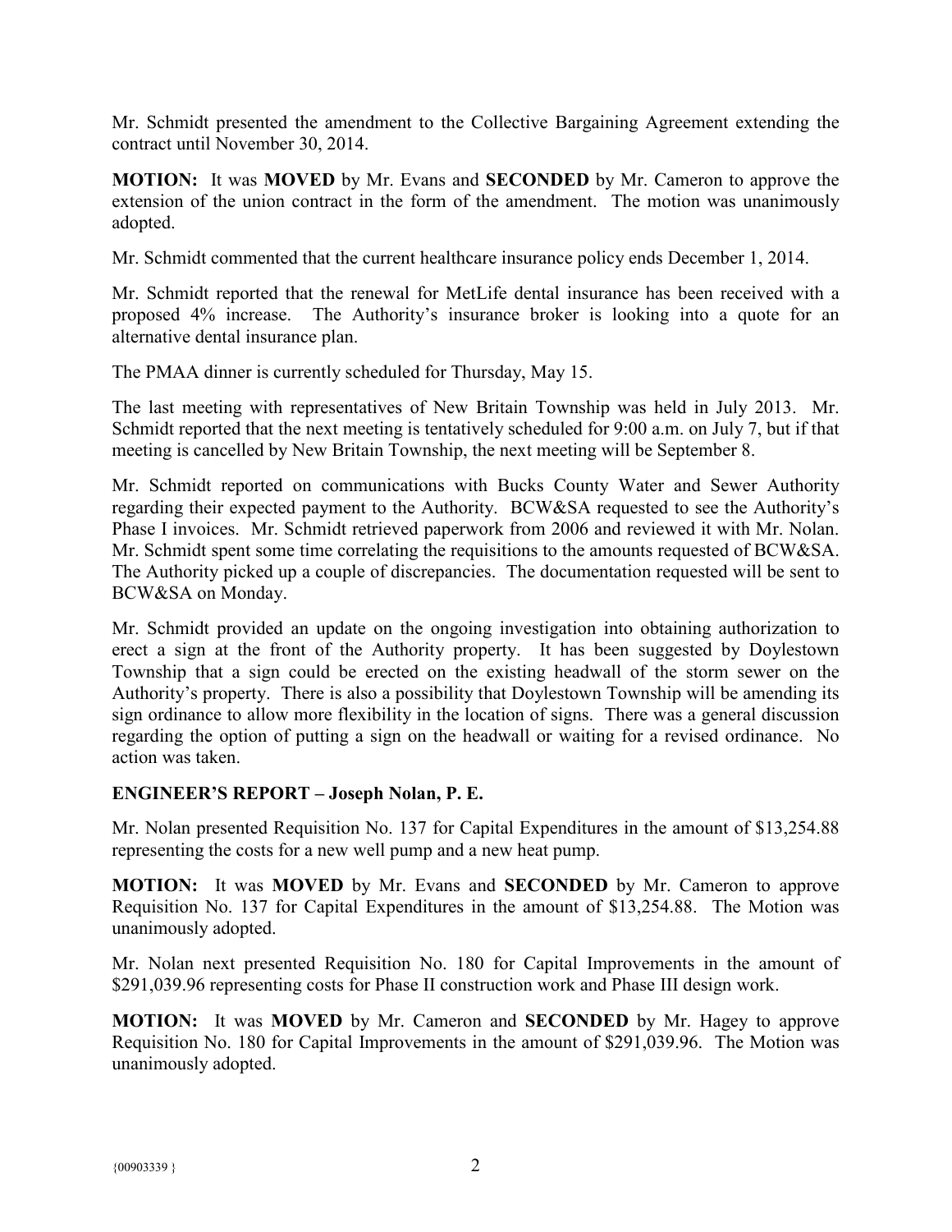Mr. Schmidt presented the amendment to the Collective Bargaining Agreement extending the contract until November 30, 2014.

**MOTION:** It was **MOVED** by Mr. Evans and **SECONDED** by Mr. Cameron to approve the extension of the union contract in the form of the amendment. The motion was unanimously adopted.

Mr. Schmidt commented that the current healthcare insurance policy ends December 1, 2014.

Mr. Schmidt reported that the renewal for MetLife dental insurance has been received with a proposed 4% increase. The Authority's insurance broker is looking into a quote for an alternative dental insurance plan.

The PMAA dinner is currently scheduled for Thursday, May 15.

The last meeting with representatives of New Britain Township was held in July 2013. Mr. Schmidt reported that the next meeting is tentatively scheduled for 9:00 a.m. on July 7, but if that meeting is cancelled by New Britain Township, the next meeting will be September 8.

Mr. Schmidt reported on communications with Bucks County Water and Sewer Authority regarding their expected payment to the Authority. BCW&SA requested to see the Authority's Phase I invoices. Mr. Schmidt retrieved paperwork from 2006 and reviewed it with Mr. Nolan. Mr. Schmidt spent some time correlating the requisitions to the amounts requested of BCW&SA. The Authority picked up a couple of discrepancies. The documentation requested will be sent to BCW&SA on Monday.

Mr. Schmidt provided an update on the ongoing investigation into obtaining authorization to erect a sign at the front of the Authority property. It has been suggested by Doylestown Township that a sign could be erected on the existing headwall of the storm sewer on the Authority's property. There is also a possibility that Doylestown Township will be amending its sign ordinance to allow more flexibility in the location of signs. There was a general discussion regarding the option of putting a sign on the headwall or waiting for a revised ordinance. No action was taken.

## ENGINEER'S REPORT – Joseph Nolan, P. E.

Mr. Nolan presented Requisition No. 137 for Capital Expenditures in the amount of $13,254.88 representing the costs for a new well pump and a new heat pump.

**MOTION:** It was **MOVED** by Mr. Evans and **SECONDED** by Mr. Cameron to approve Requisition No. 137 for Capital Expenditures in the amount of $13,254.88. The Motion was unanimously adopted.

Mr. Nolan next presented Requisition No. 180 for Capital Improvements in the amount of $291,039.96 representing costs for Phase II construction work and Phase III design work.

**MOTION:** It was **MOVED** by Mr. Cameron and **SECONDED** by Mr. Hagey to approve Requisition No. 180 for Capital Improvements in the amount of $291,039.96. The Motion was unanimously adopted.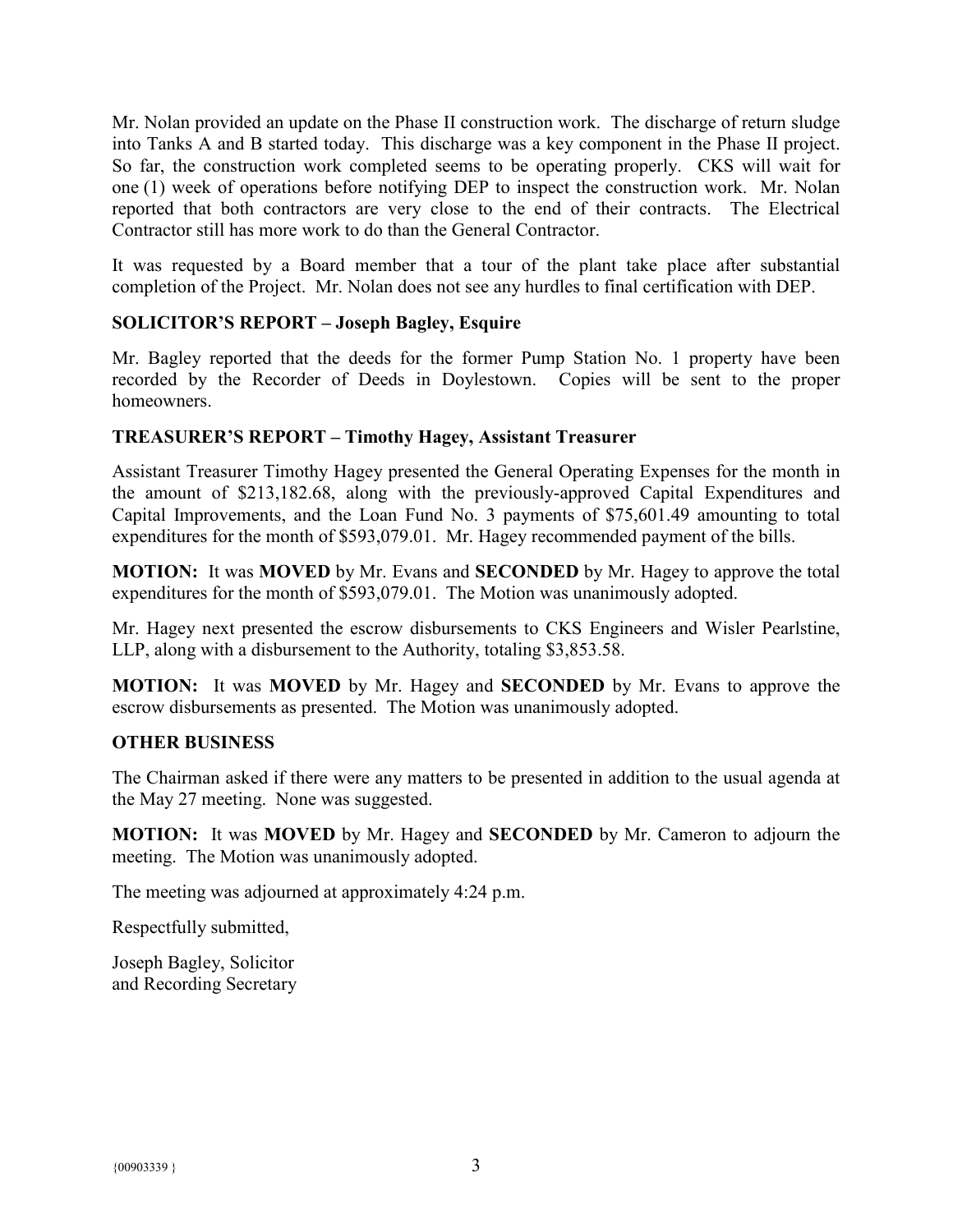Mr. Nolan provided an update on the Phase II construction work. The discharge of return sludge into Tanks A and B started today. This discharge was a key component in the Phase II project. So far, the construction work completed seems to be operating properly. CKS will wait for one (1) week of operations before notifying DEP to inspect the construction work. Mr. Nolan reported that both contractors are very close to the end of their contracts. The Electrical Contractor still has more work to do than the General Contractor.

It was requested by a Board member that a tour of the plant take place after substantial completion of the Project. Mr. Nolan does not see any hurdles to final certification with DEP.

### SOLICITOR'S REPORT – Joseph Bagley, Esquire

Mr. Bagley reported that the deeds for the former Pump Station No. 1 property have been recorded by the Recorder of Deeds in Doylestown. Copies will be sent to the proper homeowners.

### TREASURER'S REPORT – Timothy Hagey, Assistant Treasurer

Assistant Treasurer Timothy Hagey presented the General Operating Expenses for the month in the amount of $213,182.68, along with the previously-approved Capital Expenditures and Capital Improvements, and the Loan Fund No. 3 payments of $75,601.49 amounting to total expenditures for the month of $593,079.01. Mr. Hagey recommended payment of the bills.

**MOTION:** It was **MOVED** by Mr. Evans and **SECONDED** by Mr. Hagey to approve the total expenditures for the month of $593,079.01. The Motion was unanimously adopted.

Mr. Hagey next presented the escrow disbursements to CKS Engineers and Wisler Pearlstine, LLP, along with a disbursement to the Authority, totaling $3,853.58.

**MOTION:** It was **MOVED** by Mr. Hagey and **SECONDED** by Mr. Evans to approve the escrow disbursements as presented. The Motion was unanimously adopted.

### OTHER BUSINESS

The Chairman asked if there were any matters to be presented in addition to the usual agenda at the May 27 meeting. None was suggested.

**MOTION:** It was **MOVED** by Mr. Hagey and **SECONDED** by Mr. Cameron to adjourn the meeting. The Motion was unanimously adopted.

The meeting was adjourned at approximately 4:24 p.m.

Respectfully submitted,

Joseph Bagley, Solicitor
and Recording Secretary

{00903339 }